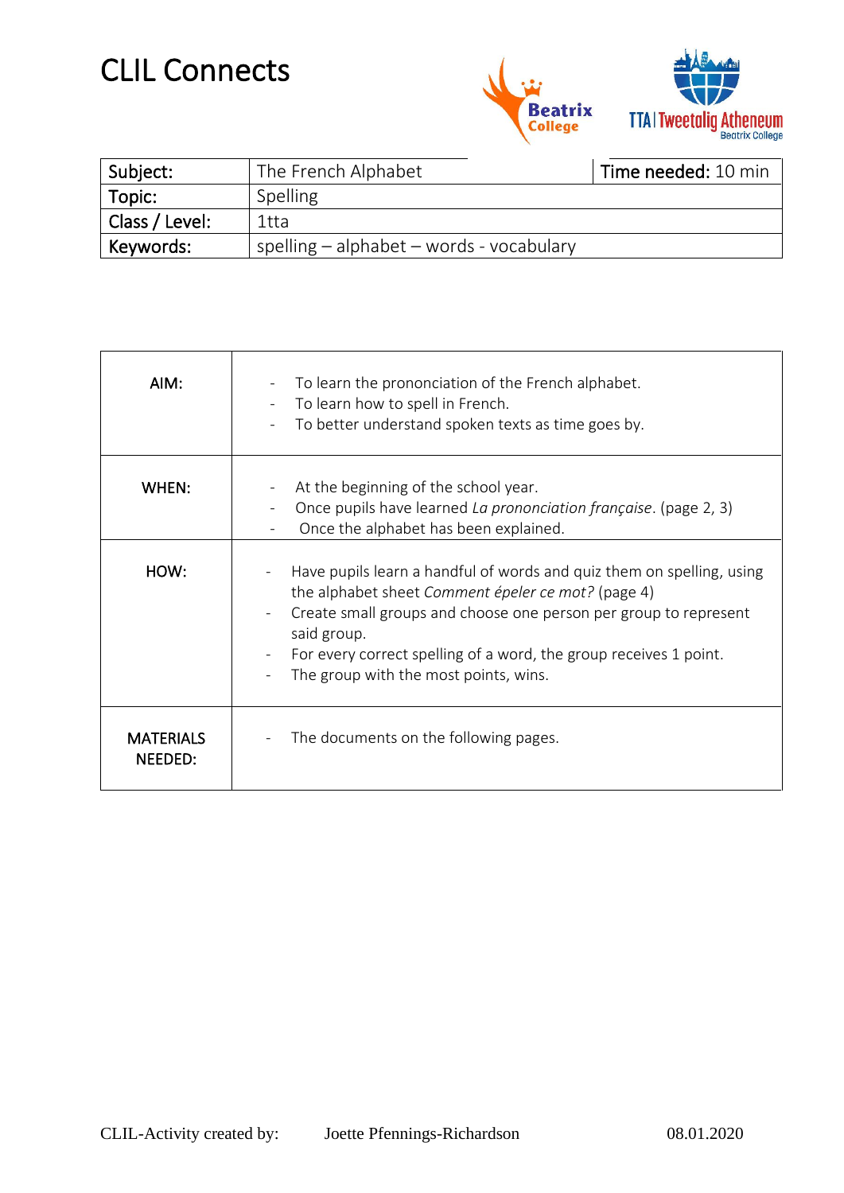# CLIL Connects

| Subject: | The French Alphabet | Time needed: 10 min |
|---|---|---|
| Topic: | Spelling | |
| Class / Level: | 1tta | |
| Keywords: | spelling – alphabet – words - vocabulary | |

| AIM: | - To learn the prononciation of the French alphabet.<br>- To learn how to spell in French.<br>- To better understand spoken texts as time goes by. |
|---|---|
| WHEN: | - At the beginning of the school year.<br>- Once pupils have learned *La prononciation française*. (page 2, 3)<br>- Once the alphabet has been explained. |
| HOW: | - Have pupils learn a handful of words and quiz them on spelling, using the alphabet sheet *Comment épeler ce mot?* (page 4)<br>- Create small groups and choose one person per group to represent said group.<br>- For every correct spelling of a word, the group receives 1 point.<br>- The group with the most points, wins. |
| MATERIALS NEEDED: | - The documents on the following pages. |

CLIL-Activity created by: Joette Pfennings-Richardson 08.01.2020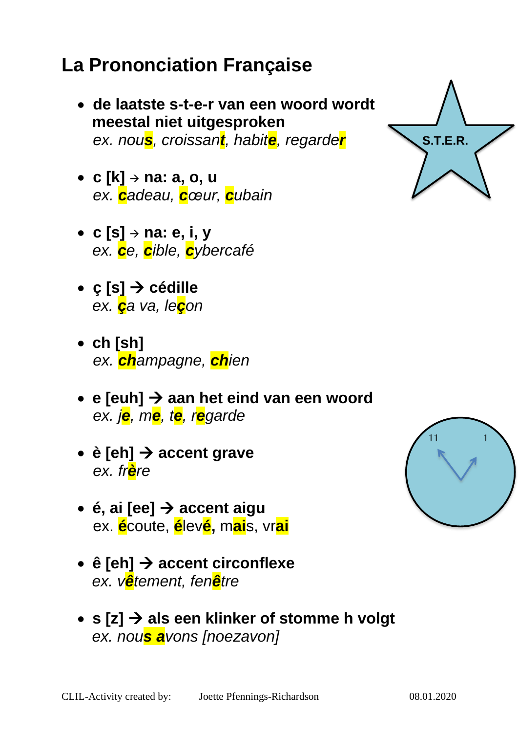# La Prononciation Française

- **de laatste s-t-e-r van een woord wordt meestal niet uitgesproken**
  *ex. nou**s**, croissan**t**, habit**e**, regarde**r***

S.T.E.R.

- **c [k] → na: a, o, u**
  *ex. **c**adeau, **c**œur, **c**ubain*

- **c [s] → na: e, i, y**
  *ex. **c**e, **c**ible, **c**ybercafé*

- **ç [s] → cédille**
  *ex. **ç**a va, le**ç**on*

- **ch [sh]**
  *ex. **ch**ampagne, **ch**ien*

- **e [euh] → aan het eind van een woord**
  *ex. j**e**, m**e**, t**e**, r**e**garde*

- **è [eh] → accent grave**
  *ex. fr**è**re*

11 1

- **é, ai [ee] → accent aigu**
  ex. **é**coute, **é**lev**é**, m**ai**s, vr**ai**

- **ê [eh] → accent circonflexe**
  *ex. v**ê**tement, fen**ê**tre*

- **s [z] → als een klinker of stomme h volgt**
  *ex. nou**s a**vons [noezavon]*

CLIL-Activity created by: Joette Pfennings-Richardson 08.01.2020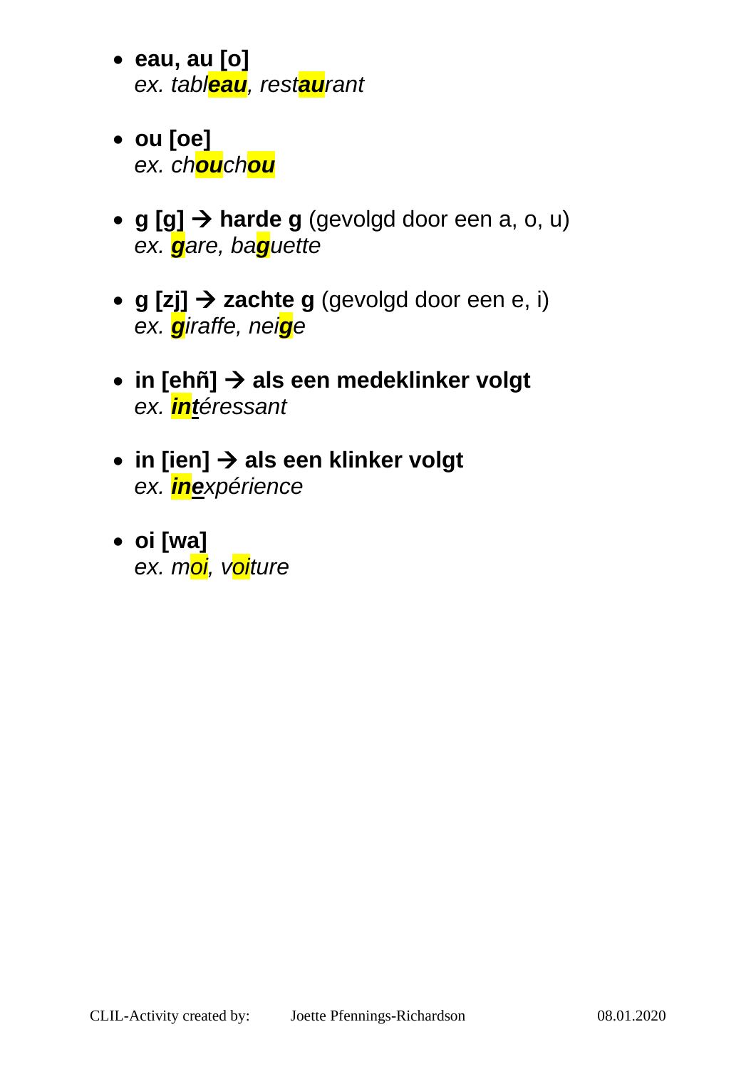- **eau, au [o]**
  *ex. tabl**eau**, rest**au**rant*

- **ou [oe]**
  *ex. ch**ou**ch**ou***

- **g [g] → harde g** (gevolgd door een a, o, u)
  *ex. **g**are, ba**g**uette*

- **g [zj] → zachte g** (gevolgd door een e, i)
  *ex. **g**iraffe, nei**g**e*

- **in [ehñ] → als een medeklinker volgt**
  *ex. **int**éressant*

- **in [ien] → als een klinker volgt**
  *ex. **ine**xpérience*

- **oi [wa]**
  *ex. moi, voiture*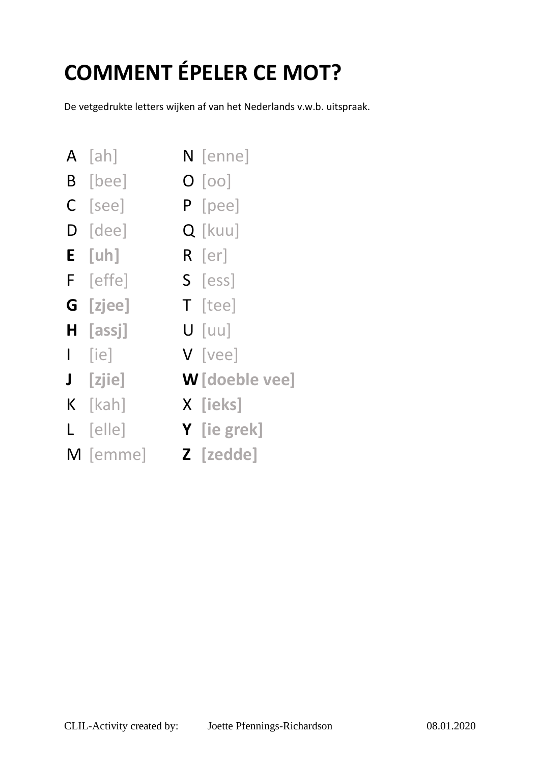# COMMENT ÉPELER CE MOT?

De vetgedrukte letters wijken af van het Nederlands v.w.b. uitspraak.

| | | | |
|---|---|---|---|
| A | [ah] | N | [enne] |
| B | [bee] | O | [oo] |
| C | [see] | P | [pee] |
| D | [dee] | Q | [kuu] |
| **E** | **[uh]** | R | [er] |
| F | [effe] | S | [ess] |
| **G** | **[zjee]** | T | [tee] |
| **H** | **[assj]** | U | [uu] |
| I | [ie] | V | [vee] |
| **J** | **[zjie]** | **W** | **[doeble vee]** |
| K | [kah] | X | **[ieks]** |
| L | [elle] | **Y** | **[ie grek]** |
| M | [emme] | **Z** | **[zedde]** |

CLIL-Activity created by: Joette Pfennings-Richardson 08.01.2020